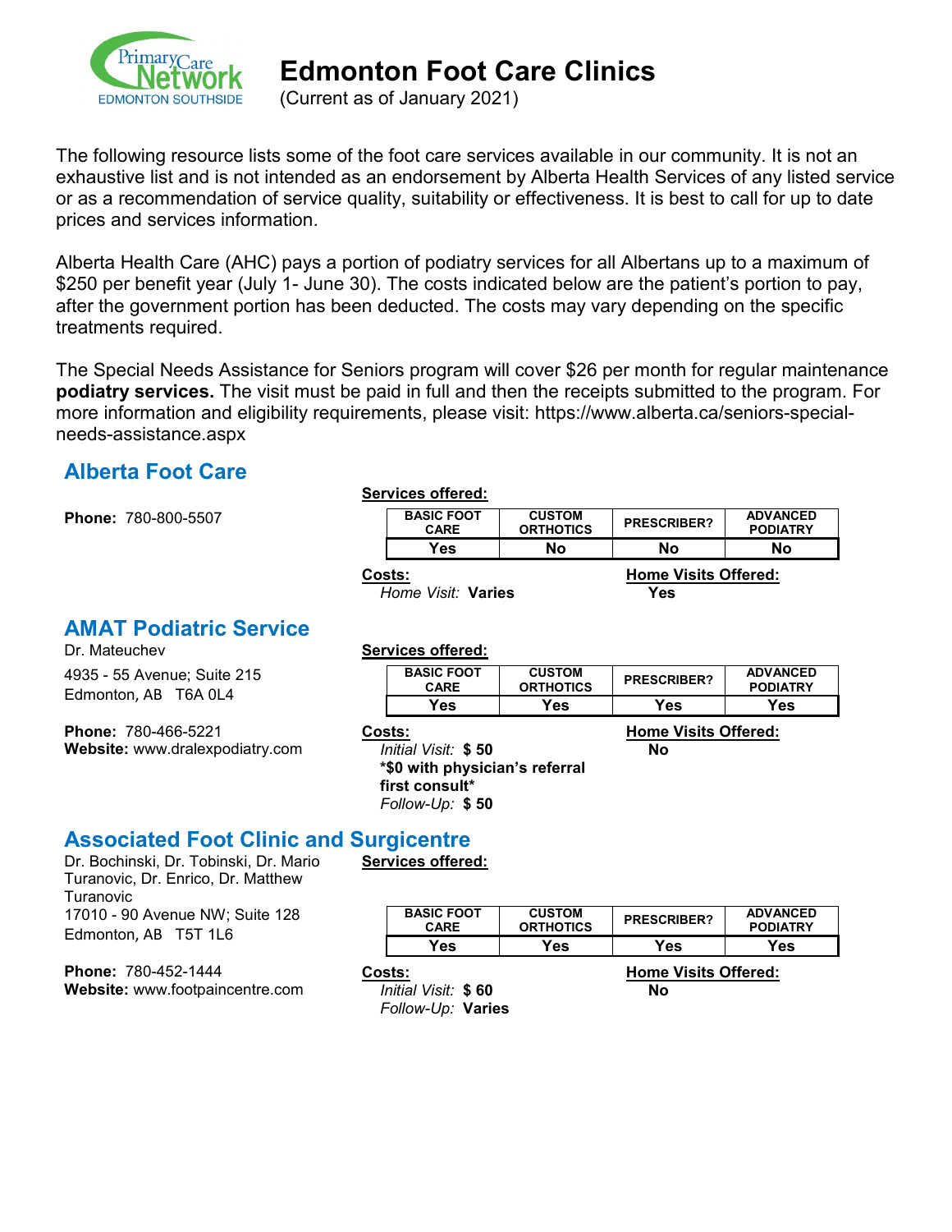# Edmonton Foot Care Clinics

(Current as of January 2021)

The following resource lists some of the foot care services available in our community. It is not an exhaustive list and is not intended as an endorsement by Alberta Health Services of any listed service or as a recommendation of service quality, suitability or effectiveness. It is best to call for up to date prices and services information.

Alberta Health Care (AHC) pays a portion of podiatry services for all Albertans up to a maximum of $250 per benefit year (July 1- June 30). The costs indicated below are the patient's portion to pay, after the government portion has been deducted. The costs may vary depending on the specific treatments required.

The Special Needs Assistance for Seniors program will cover $26 per month for regular maintenance **podiatry services.** The visit must be paid in full and then the receipts submitted to the program. For more information and eligibility requirements, please visit: https://www.alberta.ca/seniors-special-needs-assistance.aspx

## Alberta Foot Care

**Phone:** 780-800-5507

**Services offered:**

| BASIC FOOT CARE | CUSTOM ORTHOTICS | PRESCRIBER? | ADVANCED PODIATRY |
|---|---|---|---|
| Yes | No | No | No |

**Costs:**
*Home Visit:* **Varies**

**Home Visits Offered:** **Yes**

## AMAT Podiatric Service

Dr. Mateuchev

4935 - 55 Avenue; Suite 215
Edmonton, AB T6A 0L4

**Phone:** 780-466-5221
**Website:** www.dralexpodiatry.com

**Services offered:**

| BASIC FOOT CARE | CUSTOM ORTHOTICS | PRESCRIBER? | ADVANCED PODIATRY |
|---|---|---|---|
| Yes | Yes | Yes | Yes |

**Costs:**
*Initial Visit:* **$ 50**
**\*$0 with physician's referral first consult\***
*Follow-Up:* **$ 50**

**Home Visits Offered:** **No**

## Associated Foot Clinic and Surgicentre

Dr. Bochinski, Dr. Tobinski, Dr. Mario Turanovic, Dr. Enrico, Dr. Matthew Turanovic
17010 - 90 Avenue NW; Suite 128
Edmonton, AB T5T 1L6

**Phone:** 780-452-1444
**Website:** www.footpaincentre.com

**Services offered:**

| BASIC FOOT CARE | CUSTOM ORTHOTICS | PRESCRIBER? | ADVANCED PODIATRY |
|---|---|---|---|
| Yes | Yes | Yes | Yes |

**Costs:**
*Initial Visit:* **$ 60**
*Follow-Up:* **Varies**

**Home Visits Offered:** **No**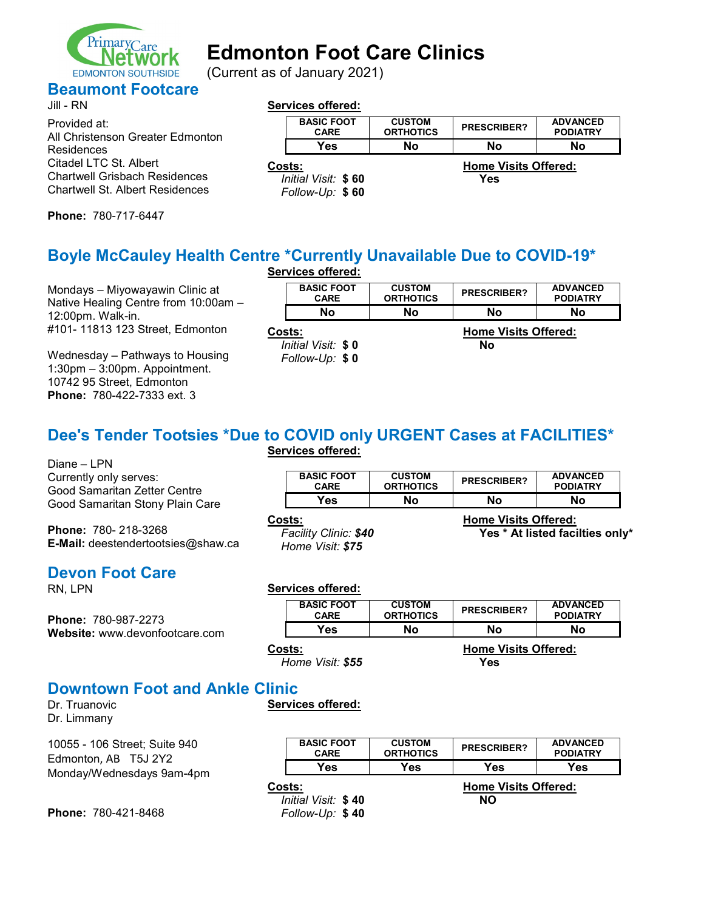# Edmonton Foot Care Clinics

(Current as of January 2021)

## Beaumont Footcare

Jill - RN

Provided at:
All Christenson Greater Edmonton Residences
Citadel LTC St. Albert
Chartwell Grisbach Residences
Chartwell St. Albert Residences

**Phone:** 780-717-6447

**Services offered:**

| BASIC FOOT CARE | CUSTOM ORTHOTICS | PRESCRIBER? | ADVANCED PODIATRY |
|---|---|---|---|
| Yes | No | No | No |

**Costs:**
*Initial Visit:* **$ 60**
*Follow-Up:* **$ 60**

**Home Visits Offered:**
**Yes**

## Boyle McCauley Health Centre *Currently Unavailable Due to COVID-19*

Mondays – Miyowayawin Clinic at Native Healing Centre from 10:00am – 12:00pm. Walk-in.
#101- 11813 123 Street, Edmonton

Wednesday – Pathways to Housing 1:30pm – 3:00pm. Appointment.
10742 95 Street, Edmonton
**Phone:** 780-422-7333 ext. 3

**Services offered:**

| BASIC FOOT CARE | CUSTOM ORTHOTICS | PRESCRIBER? | ADVANCED PODIATRY |
|---|---|---|---|
| No | No | No | No |

**Costs:**
*Initial Visit:* **$ 0**
*Follow-Up:* **$ 0**

**Home Visits Offered:**
**No**

## Dee's Tender Tootsies *Due to COVID only URGENT Cases at FACILITIES*

Diane – LPN
Currently only serves:
Good Samaritan Zetter Centre
Good Samaritan Stony Plain Care

**Phone:** 780- 218-3268
**E-Mail:** deestendertootsies@shaw.ca

**Services offered:**

| BASIC FOOT CARE | CUSTOM ORTHOTICS | PRESCRIBER? | ADVANCED PODIATRY |
|---|---|---|---|
| Yes | No | No | No |

**Costs:**
*Facility Clinic:* ***$40***
*Home Visit:* ***$75***

**Home Visits Offered:**
**Yes * At listed facilties only***

## Devon Foot Care

RN, LPN

**Phone:** 780-987-2273
**Website:** www.devonfootcare.com

**Services offered:**

| BASIC FOOT CARE | CUSTOM ORTHOTICS | PRESCRIBER? | ADVANCED PODIATRY |
|---|---|---|---|
| Yes | No | No | No |

**Costs:**
*Home Visit:* ***$55***

**Home Visits Offered:**
**Yes**

## Downtown Foot and Ankle Clinic

Dr. Truanovic
Dr. Limmany

10055 - 106 Street; Suite 940
Edmonton, AB T5J 2Y2
Monday/Wednesdays 9am-4pm

**Phone:** 780-421-8468

**Services offered:**

| BASIC FOOT CARE | CUSTOM ORTHOTICS | PRESCRIBER? | ADVANCED PODIATRY |
|---|---|---|---|
| Yes | Yes | Yes | Yes |

**Costs:**
*Initial Visit:* **$ 40**
*Follow-Up:* **$ 40**

**Home Visits Offered:**
**NO**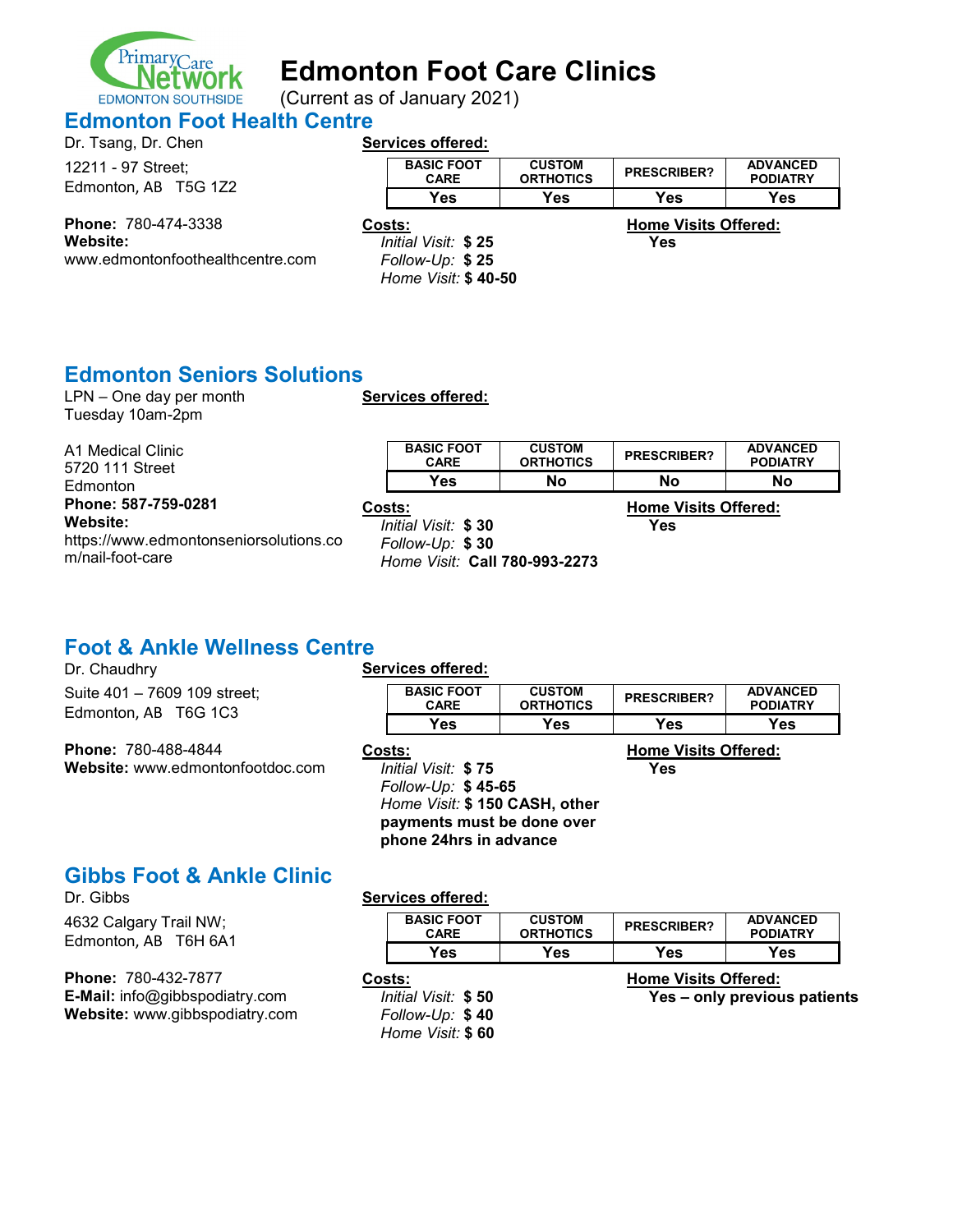# Edmonton Foot Care Clinics

(Current as of January 2021)

## Edmonton Foot Health Centre

Dr. Tsang, Dr. Chen

12211 - 97 Street;
Edmonton, AB T5G 1Z2

**Phone:** 780-474-3338
**Website:**
www.edmontonfoothealthcentre.com

**Services offered:**

| BASIC FOOT CARE | CUSTOM ORTHOTICS | PRESCRIBER? | ADVANCED PODIATRY |
|---|---|---|---|
| Yes | Yes | Yes | Yes |

**Costs:**
*Initial Visit:* **$ 25**
*Follow-Up:* **$ 25**
*Home Visit:* **$ 40-50**

**Home Visits Offered:**
**Yes**

## Edmonton Seniors Solutions

LPN – One day per month
Tuesday 10am-2pm

A1 Medical Clinic
5720 111 Street
Edmonton
**Phone: 587-759-0281**
**Website:**
https://www.edmontonseniorsolutions.com/nail-foot-care

**Services offered:**

| BASIC FOOT CARE | CUSTOM ORTHOTICS | PRESCRIBER? | ADVANCED PODIATRY |
|---|---|---|---|
| Yes | No | No | No |

**Costs:**
*Initial Visit:* **$ 30**
*Follow-Up:* **$ 30**
*Home Visit:* **Call 780-993-2273**

**Home Visits Offered:**
**Yes**

## Foot & Ankle Wellness Centre

Dr. Chaudhry

Suite 401 – 7609 109 street;
Edmonton, AB T6G 1C3

**Phone:** 780-488-4844
**Website:** www.edmontonfootdoc.com

**Services offered:**

| BASIC FOOT CARE | CUSTOM ORTHOTICS | PRESCRIBER? | ADVANCED PODIATRY |
|---|---|---|---|
| Yes | Yes | Yes | Yes |

**Costs:**
*Initial Visit:* **$ 75**
*Follow-Up:* **$ 45-65**
*Home Visit:* **$ 150 CASH, other payments must be done over phone 24hrs in advance**

**Home Visits Offered:**
**Yes**

## Gibbs Foot & Ankle Clinic

Dr. Gibbs

4632 Calgary Trail NW;
Edmonton, AB T6H 6A1

**Phone:** 780-432-7877
**E-Mail:** info@gibbspodiatry.com
**Website:** www.gibbspodiatry.com

**Services offered:**

| BASIC FOOT CARE | CUSTOM ORTHOTICS | PRESCRIBER? | ADVANCED PODIATRY |
|---|---|---|---|
| Yes | Yes | Yes | Yes |

**Costs:**
*Initial Visit:* **$ 50**
*Follow-Up:* **$ 40**
*Home Visit:* **$ 60**

**Home Visits Offered:**
**Yes – only previous patients**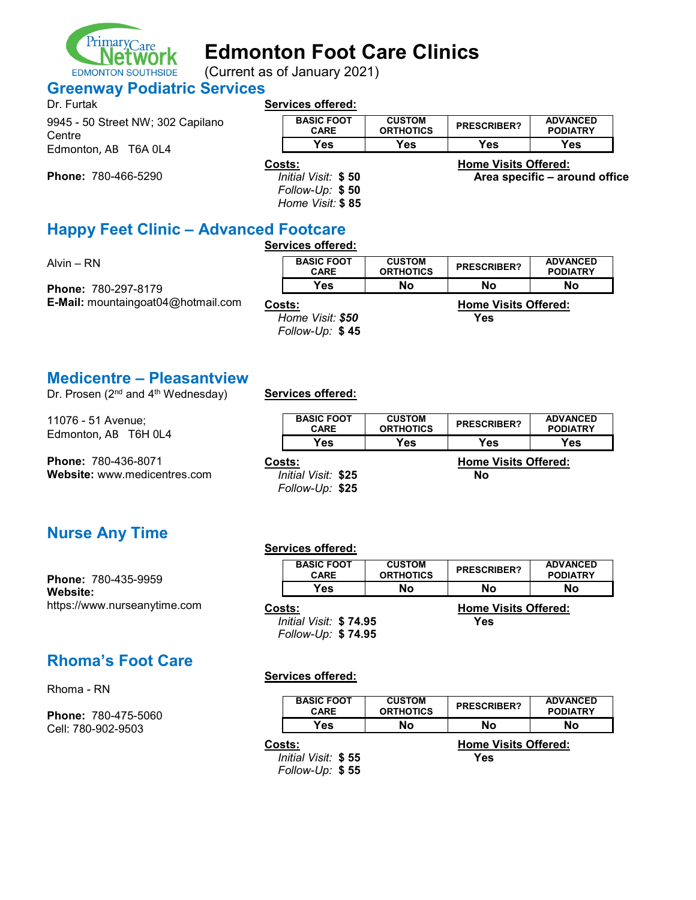# Edmonton Foot Care Clinics

(Current as of January 2021)

## Greenway Podiatric Services

Dr. Furtak

9945 - 50 Street NW; 302 Capilano Centre
Edmonton, AB T6A 0L4

**Phone:** 780-466-5290

**Services offered:**

| BASIC FOOT CARE | CUSTOM ORTHOTICS | PRESCRIBER? | ADVANCED PODIATRY |
|---|---|---|---|
| Yes | Yes | Yes | Yes |

**Costs:**
*Initial Visit:* **$ 50**
*Follow-Up:* **$ 50**
*Home Visit:* **$ 85**

**Home Visits Offered:**
**Area specific – around office**

## Happy Feet Clinic – Advanced Footcare

Alvin – RN

**Phone:** 780-297-8179
**E-Mail:** mountaingoat04@hotmail.com

**Services offered:**

| BASIC FOOT CARE | CUSTOM ORTHOTICS | PRESCRIBER? | ADVANCED PODIATRY |
|---|---|---|---|
| Yes | No | No | No |

**Costs:**
*Home Visit:* ***$50***
*Follow-Up:* **$ 45**

**Home Visits Offered:**
**Yes**

## Medicentre – Pleasantview

Dr. Prosen (2nd and 4th Wednesday)

11076 - 51 Avenue;
Edmonton, AB T6H 0L4

**Phone:** 780-436-8071
**Website:** www.medicentres.com

**Services offered:**

| BASIC FOOT CARE | CUSTOM ORTHOTICS | PRESCRIBER? | ADVANCED PODIATRY |
|---|---|---|---|
| Yes | Yes | Yes | Yes |

**Costs:**
*Initial Visit:* **$25**
*Follow-Up:* **$25**

**Home Visits Offered:**
**No**

## Nurse Any Time

**Phone:** 780-435-9959
**Website:** https://www.nurseanytime.com

**Services offered:**

| BASIC FOOT CARE | CUSTOM ORTHOTICS | PRESCRIBER? | ADVANCED PODIATRY |
|---|---|---|---|
| Yes | No | No | No |

**Costs:**
*Initial Visit:* **$ 74.95**
*Follow-Up:* **$ 74.95**

**Home Visits Offered:**
**Yes**

## Rhoma's Foot Care

Rhoma - RN

**Phone:** 780-475-5060
Cell: 780-902-9503

**Services offered:**

| BASIC FOOT CARE | CUSTOM ORTHOTICS | PRESCRIBER? | ADVANCED PODIATRY |
|---|---|---|---|
| Yes | No | No | No |

**Costs:**
*Initial Visit:* **$ 55**
*Follow-Up:* **$ 55**

**Home Visits Offered:**
**Yes**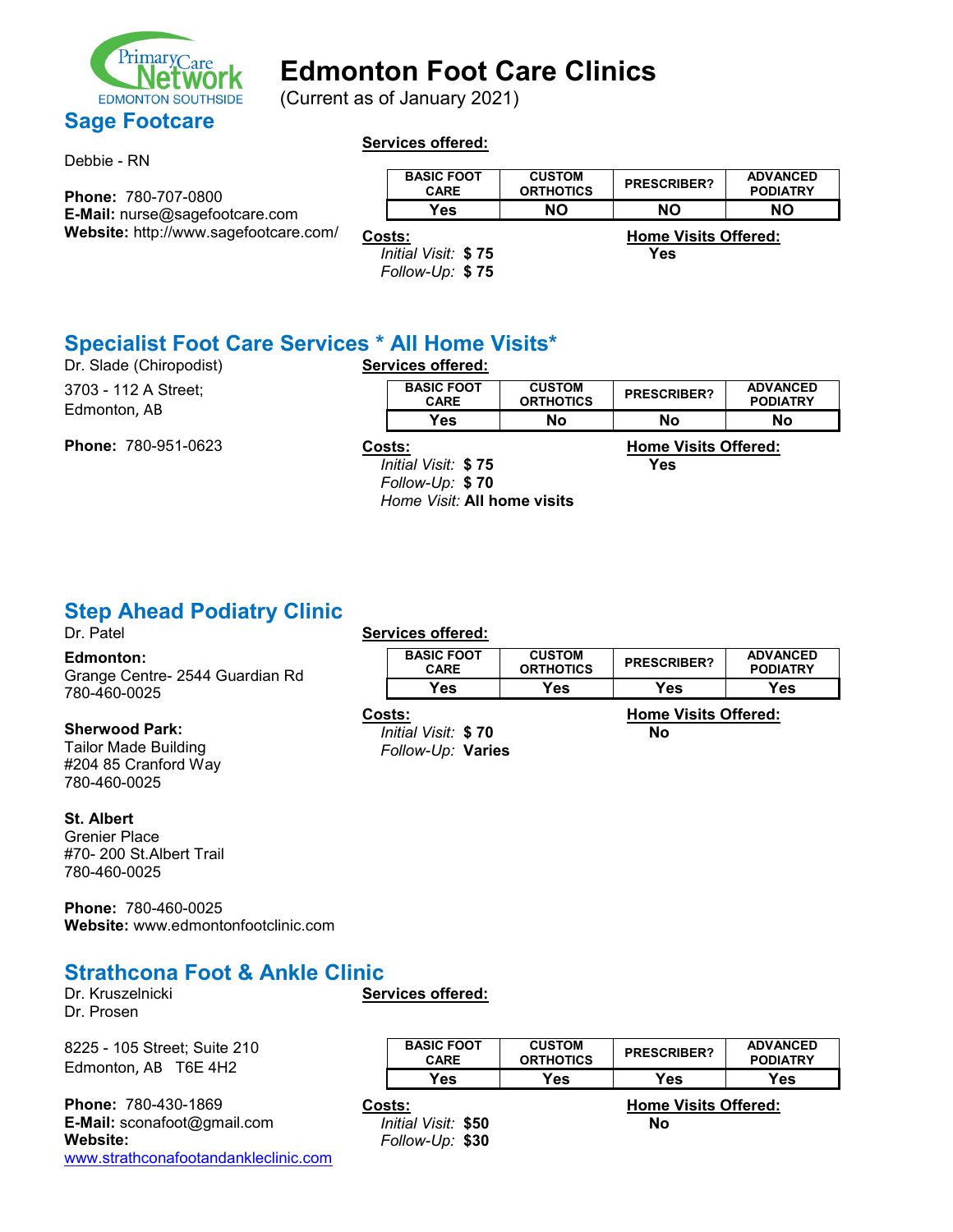Primary Care Network
EDMONTON SOUTHSIDE

# Edmonton Foot Care Clinics

(Current as of January 2021)

## Sage Footcare

Debbie - RN

**Phone:** 780-707-0800
**E-Mail:** nurse@sagefootcare.com
**Website:** http://www.sagefootcare.com/

**Services offered:**

| BASIC FOOT CARE | CUSTOM ORTHOTICS | PRESCRIBER? | ADVANCED PODIATRY |
|---|---|---|---|
| Yes | NO | NO | NO |

**Costs:**
*Initial Visit:* **$ 75**
*Follow-Up:* **$ 75**

**Home Visits Offered:** **Yes**

## Specialist Foot Care Services * All Home Visits*

Dr. Slade (Chiropodist)

3703 - 112 A Street;
Edmonton, AB

**Phone:** 780-951-0623

**Services offered:**

| BASIC FOOT CARE | CUSTOM ORTHOTICS | PRESCRIBER? | ADVANCED PODIATRY |
|---|---|---|---|
| Yes | No | No | No |

**Costs:**
*Initial Visit:* **$ 75**
*Follow-Up:* **$ 70**
*Home Visit:* **All home visits**

**Home Visits Offered:** **Yes**

## Step Ahead Podiatry Clinic

Dr. Patel

**Edmonton:**
Grange Centre- 2544 Guardian Rd
780-460-0025

**Sherwood Park:**
Tailor Made Building
#204 85 Cranford Way
780-460-0025

**St. Albert**
Grenier Place
#70- 200 St.Albert Trail
780-460-0025

**Phone:** 780-460-0025
**Website:** www.edmontonfootclinic.com

**Services offered:**

| BASIC FOOT CARE | CUSTOM ORTHOTICS | PRESCRIBER? | ADVANCED PODIATRY |
|---|---|---|---|
| Yes | Yes | Yes | Yes |

**Costs:**
*Initial Visit:* **$ 70**
*Follow-Up:* **Varies**

**Home Visits Offered:** **No**

## Strathcona Foot & Ankle Clinic

Dr. Kruszelnicki
Dr. Prosen

8225 - 105 Street; Suite 210
Edmonton, AB T6E 4H2

**Phone:** 780-430-1869
**E-Mail:** sconafoot@gmail.com
**Website:** www.strathconafootandankleclinic.com

**Services offered:**

| BASIC FOOT CARE | CUSTOM ORTHOTICS | PRESCRIBER? | ADVANCED PODIATRY |
|---|---|---|---|
| Yes | Yes | Yes | Yes |

**Costs:**
*Initial Visit:* **$50**
*Follow-Up:* **$30**

**Home Visits Offered:** **No**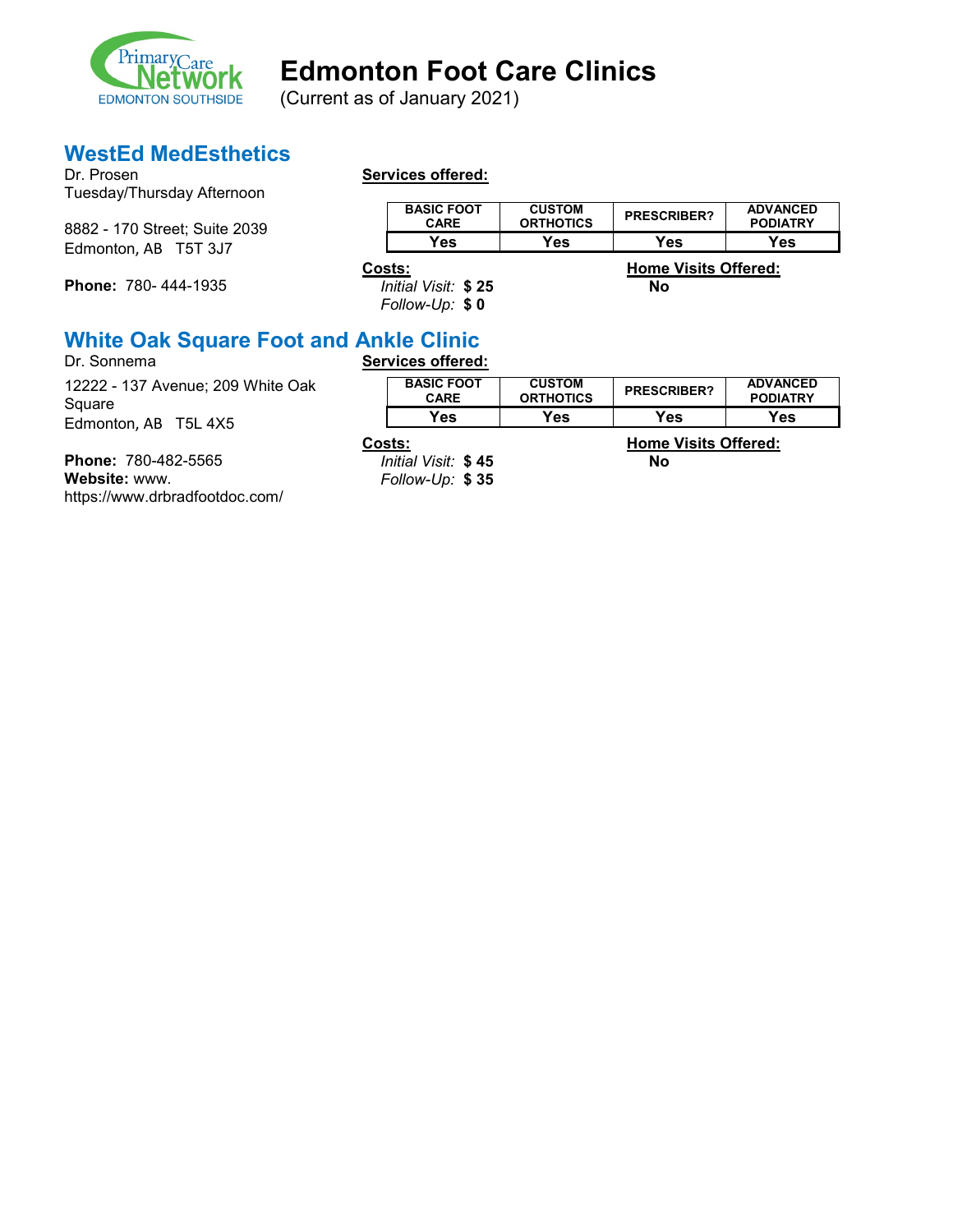# Edmonton Foot Care Clinics

(Current as of January 2021)

## WestEd MedEsthetics

Dr. Prosen
Tuesday/Thursday Afternoon

8882 - 170 Street; Suite 2039
Edmonton, AB T5T 3J7

**Phone:** 780- 444-1935

**Services offered:**

| BASIC FOOT CARE | CUSTOM ORTHOTICS | PRESCRIBER? | ADVANCED PODIATRY |
|---|---|---|---|
| Yes | Yes | Yes | Yes |

**Costs:**
*Initial Visit:* **$ 25**
*Follow-Up:* **$ 0**

**Home Visits Offered:**
**No**

## White Oak Square Foot and Ankle Clinic

Dr. Sonnema

12222 - 137 Avenue; 209 White Oak Square
Edmonton, AB T5L 4X5

**Phone:** 780-482-5565
**Website:** www. https://www.drbradfootdoc.com/

**Services offered:**

| BASIC FOOT CARE | CUSTOM ORTHOTICS | PRESCRIBER? | ADVANCED PODIATRY |
|---|---|---|---|
| Yes | Yes | Yes | Yes |

**Costs:**
*Initial Visit:* **$ 45**
*Follow-Up:* **$ 35**

**Home Visits Offered:**
**No**